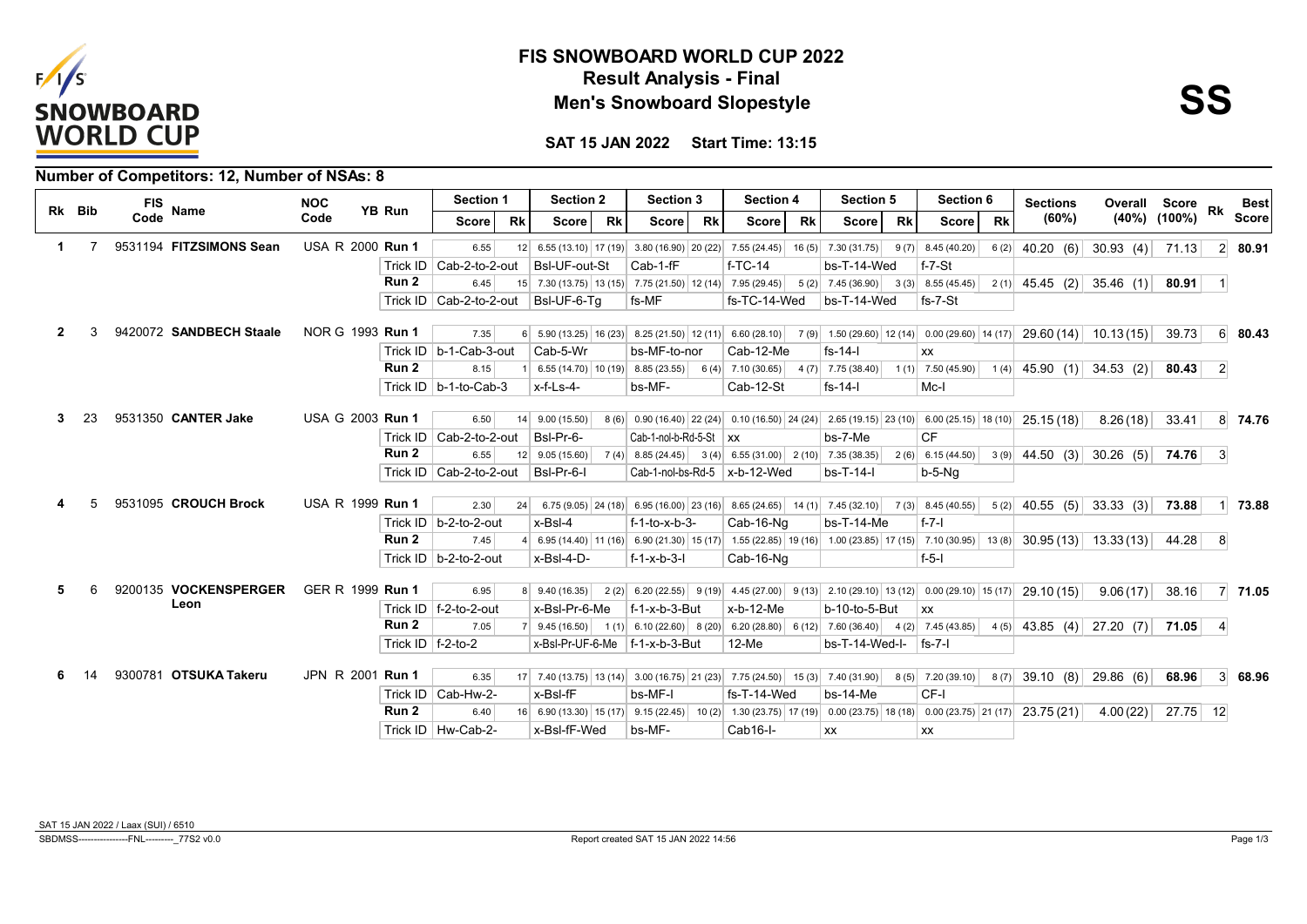# FIS SNOWBOARD WORLD CUP 2022

## Result Analysis - Final

## Men's Snowboard Slopestyle

**SS**

**SAT 15 JAN 2022 Start Time: 13:15**

### Number of Competitors: 12, Number of NSAs: 8

| Rk | Bib | FIS Code | Name | NOC Code | YB | Run | Section 1 Score | Rk | Section 2 Score | Rk | Section 3 Score | Rk | Section 4 Score | Rk | Section 5 Score | Rk | Section 6 Score | Rk | Sections (60%) | Overall (40%) | Score (100%) | Rk | Best Score |
|---|---|---|---|---|---|---|---|---|---|---|---|---|---|---|---|---|---|---|---|---|---|---|---|
| 1 | 7 | 9531194 | FITZSIMONS Sean | USA | R 2000 | Run 1 | 6.55 | 12 | 6.55 (13.10) | 17 (19) | 3.80 (16.90) | 20 (22) | 7.55 (24.45) | 16 (5) | 7.30 (31.75) | 9 (7) | 8.45 (40.20) | 6 (2) | 40.20 (6) | 30.93 (4) | 71.13 | 2 | 80.91 |
| | | | | | | Trick ID | Cab-2-to-2-out | | Bsl-UF-out-St | | Cab-1-fF | | f-TC-14 | | bs-T-14-Wed | | f-7-St | | | | | | |
| | | | | | | Run 2 | 6.45 | 15 | 7.30 (13.75) | 13 (15) | 7.75 (21.50) | 12 (14) | 7.95 (29.45) | 5 (2) | 7.45 (36.90) | 3 (3) | 8.55 (45.45) | 2 (1) | 45.45 (2) | 35.46 (1) | 80.91 | 1 | |
| | | | | | | Trick ID | Cab-2-to-2-out | | Bsl-UF-6-Tg | | fs-MF | | fs-TC-14-Wed | | bs-T-14-Wed | | fs-7-St | | | | | | |
| 2 | 3 | 9420072 | SANDBECH Staale | NOR | G 1993 | Run 1 | 7.35 | 6 | 5.90 (13.25) | 16 (23) | 8.25 (21.50) | 12 (11) | 6.60 (28.10) | 7 (9) | 1.50 (29.60) | 12 (14) | 0.00 (29.60) | 14 (17) | 29.60 (14) | 10.13 (15) | 39.73 | 6 | 80.43 |
| | | | | | | Trick ID | b-1-Cab-3-out | | Cab-5-Wr | | bs-MF-to-nor | | Cab-12-Me | | fs-14-I | | xx | | | | | | |
| | | | | | | Run 2 | 8.15 | 1 | 6.55 (14.70) | 10 (19) | 8.85 (23.55) | 6 (4) | 7.10 (30.65) | 4 (7) | 7.75 (38.40) | 1 (1) | 7.50 (45.90) | 1 (4) | 45.90 (1) | 34.53 (2) | 80.43 | 2 | |
| | | | | | | Trick ID | b-1-to-Cab-3 | | x-f-Ls-4- | | bs-MF- | | Cab-12-St | | fs-14-I | | Mc-I | | | | | | |
| 3 | 23 | 9531350 | CANTER Jake | USA | G 2003 | Run 1 | 6.50 | 14 | 9.00 (15.50) | 8 (6) | 0.90 (16.40) | 22 (24) | 0.10 (16.50) | 24 (24) | 2.65 (19.15) | 23 (10) | 6.00 (25.15) | 18 (10) | 25.15 (18) | 8.26 (18) | 33.41 | 8 | 74.76 |
| | | | | | | Trick ID | Cab-2-to-2-out | | Bsl-Pr-6- | | Cab-1-nol-b-Rd-5-St | | xx | | bs-7-Me | | CF | | | | | | |
| | | | | | | Run 2 | 6.55 | 12 | 9.05 (15.60) | 7 (4) | 8.85 (24.45) | 3 (4) | 6.55 (31.00) | 2 (10) | 7.35 (38.35) | 2 (6) | 6.15 (44.50) | 3 (9) | 44.50 (3) | 30.26 (5) | 74.76 | 3 | |
| | | | | | | Trick ID | Cab-2-to-2-out | | Bsl-Pr-6-I | | Cab-1-nol-bs-Rd-5 | | x-b-12-Wed | | bs-T-14-I | | b-5-Ng | | | | | | |
| 4 | 5 | 9531095 | CROUCH Brock | USA | R 1999 | Run 1 | 2.30 | 24 | 6.75 (9.05) | 24 (18) | 6.95 (16.00) | 23 (16) | 8.65 (24.65) | 14 (1) | 7.45 (32.10) | 7 (3) | 8.45 (40.55) | 5 (2) | 40.55 (5) | 33.33 (3) | 73.88 | 1 | 73.88 |
| | | | | | | Trick ID | b-2-to-2-out | | x-Bsl-4 | | f-1-to-x-b-3- | | Cab-16-Ng | | bs-T-14-Me | | f-7-I | | | | | | |
| | | | | | | Run 2 | 7.45 | 4 | 6.95 (14.40) | 11 (16) | 6.90 (21.30) | 15 (17) | 1.55 (22.85) | 19 (16) | 1.00 (23.85) | 17 (15) | 7.10 (30.95) | 13 (8) | 30.95 (13) | 13.33 (13) | 44.28 | 8 | |
| | | | | | | Trick ID | b-2-to-2-out | | x-Bsl-4-D- | | f-1-x-b-3-I | | Cab-16-Ng | | | | f-5-I | | | | | | |
| 5 | 6 | 9200135 | VOCKENSPERGER Leon | GER | R 1999 | Run 1 | 6.95 | 8 | 9.40 (16.35) | 2 (2) | 6.20 (22.55) | 9 (19) | 4.45 (27.00) | 9 (13) | 2.10 (29.10) | 13 (12) | 0.00 (29.10) | 15 (17) | 29.10 (15) | 9.06 (17) | 38.16 | 7 | 71.05 |
| | | | | | | Trick ID | f-2-to-2-out | | x-Bsl-Pr-6-Me | | f-1-x-b-3-But | | x-b-12-Me | | b-10-to-5-But | | xx | | | | | | |
| | | | | | | Run 2 | 7.05 | 7 | 9.45 (16.50) | 1 (1) | 6.10 (22.60) | 8 (20) | 6.20 (28.80) | 6 (12) | 7.60 (36.40) | 4 (2) | 7.45 (43.85) | 4 (5) | 43.85 (4) | 27.20 (7) | 71.05 | 4 | |
| | | | | | | Trick ID | f-2-to-2 | | x-Bsl-Pr-UF-6-Me | | f-1-x-b-3-But | | 12-Me | | bs-T-14-Wed-I- | | fs-7-I | | | | | | |
| 6 | 14 | 9300781 | OTSUKA Takeru | JPN | R 2001 | Run 1 | 6.35 | 17 | 7.40 (13.75) | 13 (14) | 3.00 (16.75) | 21 (23) | 7.75 (24.50) | 15 (3) | 7.40 (31.90) | 8 (5) | 7.20 (39.10) | 8 (7) | 39.10 (8) | 29.86 (6) | 68.96 | 3 | 68.96 |
| | | | | | | Trick ID | Cab-Hw-2- | | x-Bsl-fF | | bs-MF-I | | fs-T-14-Wed | | bs-14-Me | | CF-I | | | | | | |
| | | | | | | Run 2 | 6.40 | 16 | 6.90 (13.30) | 15 (17) | 9.15 (22.45) | 10 (2) | 1.30 (23.75) | 17 (19) | 0.00 (23.75) | 18 (18) | 0.00 (23.75) | 21 (17) | 23.75 (21) | 4.00 (22) | 27.75 | 12 | |
| | | | | | | Trick ID | Hw-Cab-2- | | x-Bsl-fF-Wed | | bs-MF- | | Cab16-I- | | xx | | xx | | | | | | |

SAT 15 JAN 2022 / Laax (SUI) / 6510

SBDMSS----------------FNL---------_77S2 v0.0 Report created SAT 15 JAN 2022 14:56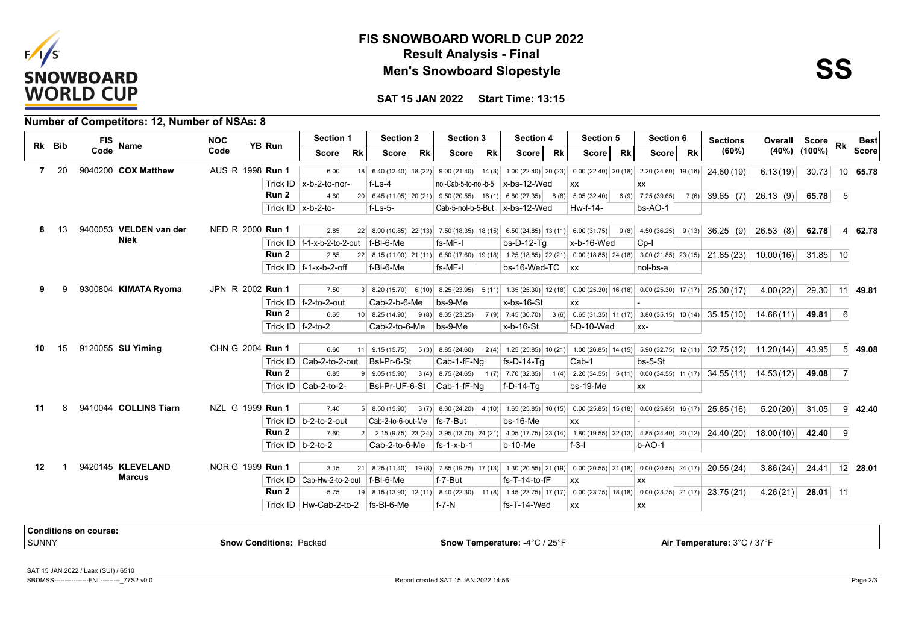# FIS SNOWBOARD WORLD CUP 2022

## Result Analysis - Final

## Men's Snowboard Slopestyle

**SS**

**SAT 15 JAN 2022 Start Time: 13:15**

### Number of Competitors: 12, Number of NSAs: 8

| Rk | Bib | FIS Code | Name | NOC Code | YB | Run | Section 1 Score | Rk | Section 2 Score | Rk | Section 3 Score | Rk | Section 4 Score | Rk | Section 5 Score | Rk | Section 6 Score | Rk | Sections (60%) | Overall (40%) | Score (100%) | Rk | Best Score |
|---|---|---|---|---|---|---|---|---|---|---|---|---|---|---|---|---|---|---|---|---|---|---|---|
| 7 | 20 | 9040200 | COX Matthew | AUS | R 1998 | Run 1 | 6.00 | 18 | 6.40 (12.40) | 18 (22) | 9.00 (21.40) | 14 (3) | 1.00 (22.40) | 20 (23) | 0.00 (22.40) | 20 (18) | 2.20 (24.60) | 19 (16) | 24.60 (19) | 6.13 (19) | 30.73 | 10 | 65.78 |
| | | | | | | Trick ID | x-b-2-to-nor- | | f-Ls-4 | | nol-Cab-5-to-nol-b-5 | | x-bs-12-Wed | | xx | | xx | | | | | | |
| | | | | | | Run 2 | 4.60 | 20 | 6.45 (11.05) | 20 (21) | 9.50 (20.55) | 16 (1) | 6.80 (27.35) | 8 (8) | 5.05 (32.40) | 6 (9) | 7.25 (39.65) | 7 (6) | 39.65 (7) | 26.13 (9) | 65.78 | 5 | |
| | | | | | | Trick ID | x-b-2-to- | | f-Ls-5- | | Cab-5-nol-b-5-But | | x-bs-12-Wed | | Hw-f-14- | | bs-AO-1 | | | | | | |
| 8 | 13 | 9400053 | VELDEN van der Niek | NED | R 2000 | Run 1 | 2.85 | 22 | 8.00 (10.85) | 22 (13) | 7.50 (18.35) | 18 (15) | 6.50 (24.85) | 13 (11) | 6.90 (31.75) | 9 (8) | 4.50 (36.25) | 9 (13) | 36.25 (9) | 26.53 (8) | 62.78 | 4 | 62.78 |
| | | | | | | Trick ID | f-1-x-b-2-to-2-out | | f-Bl-6-Me | | fs-MF-l | | bs-D-12-Tg | | x-b-16-Wed | | Cp-l | | | | | | |
| | | | | | | Run 2 | 2.85 | 22 | 8.15 (11.00) | 21 (11) | 6.60 (17.60) | 19 (18) | 1.25 (18.85) | 22 (21) | 0.00 (18.85) | 24 (18) | 3.00 (21.85) | 23 (15) | 21.85 (23) | 10.00 (16) | 31.85 | 10 | |
| | | | | | | Trick ID | f-1-x-b-2-off | | f-Bl-6-Me | | fs-MF-l | | bs-16-Wed-TC | | xx | | nol-bs-a | | | | | | |
| 9 | 9 | 9300804 | KIMATA Ryoma | JPN | R 2002 | Run 1 | 7.50 | 3 | 8.20 (15.70) | 6 (10) | 8.25 (23.95) | 5 (11) | 1.35 (25.30) | 12 (18) | 0.00 (25.30) | 16 (18) | 0.00 (25.30) | 17 (17) | 25.30 (17) | 4.00 (22) | 29.30 | 11 | 49.81 |
| | | | | | | Trick ID | f-2-to-2-out | | Cab-2-b-6-Me | | bs-9-Me | | x-bs-16-St | | xx | | - | | | | | | |
| | | | | | | Run 2 | 6.65 | 10 | 8.25 (14.90) | 9 (8) | 8.35 (23.25) | 7 (9) | 7.45 (30.70) | 3 (6) | 0.65 (31.35) | 11 (17) | 3.80 (35.15) | 10 (14) | 35.15 (10) | 14.66 (11) | 49.81 | 6 | |
| | | | | | | Trick ID | f-2-to-2 | | Cab-2-to-6-Me | | bs-9-Me | | x-b-16-St | | f-D-10-Wed | | xx- | | | | | | |
| 10 | 15 | 9120055 | SU Yiming | CHN | G 2004 | Run 1 | 6.60 | 11 | 9.15 (15.75) | 5 (3) | 8.85 (24.60) | 2 (4) | 1.25 (25.85) | 10 (21) | 1.00 (26.85) | 14 (15) | 5.90 (32.75) | 12 (11) | 32.75 (12) | 11.20 (14) | 43.95 | 5 | 49.08 |
| | | | | | | Trick ID | Cab-2-to-2-out | | Bsl-Pr-6-St | | Cab-1-fF-Ng | | fs-D-14-Tg | | Cab-1 | | bs-5-St | | | | | | |
| | | | | | | Run 2 | 6.85 | 9 | 9.05 (15.90) | 3 (4) | 8.75 (24.65) | 1 (7) | 7.70 (32.35) | 1 (4) | 2.20 (34.55) | 5 (11) | 0.00 (34.55) | 11 (17) | 34.55 (11) | 14.53 (12) | 49.08 | 7 | |
| | | | | | | Trick ID | Cab-2-to-2- | | Bsl-Pr-UF-6-St | | Cab-1-fF-Ng | | f-D-14-Tg | | bs-19-Me | | xx | | | | | | |
| 11 | 8 | 9410044 | COLLINS Tiarn | NZL | G 1999 | Run 1 | 7.40 | 5 | 8.50 (15.90) | 3 (7) | 8.30 (24.20) | 4 (10) | 1.65 (25.85) | 10 (15) | 0.00 (25.85) | 15 (18) | 0.00 (25.85) | 16 (17) | 25.85 (16) | 5.20 (20) | 31.05 | 9 | 42.40 |
| | | | | | | Trick ID | b-2-to-2-out | | Cab-2-to-6-out-Me | | fs-7-But | | bs-16-Me | | xx | | - | | | | | | |
| | | | | | | Run 2 | 7.60 | 2 | 2.15 (9.75) | 23 (24) | 3.95 (13.70) | 24 (21) | 4.05 (17.75) | 23 (14) | 1.80 (19.55) | 22 (13) | 4.85 (24.40) | 20 (12) | 24.40 (20) | 18.00 (10) | 42.40 | 9 | |
| | | | | | | Trick ID | b-2-to-2 | | Cab-2-to-6-Me | | fs-1-x-b-1 | | b-10-Me | | f-3-l | | b-AO-1 | | | | | | |
| 12 | 1 | 9420145 | KLEVELAND Marcus | NOR | G 1999 | Run 1 | 3.15 | 21 | 8.25 (11.40) | 19 (8) | 7.85 (19.25) | 17 (13) | 1.30 (20.55) | 21 (19) | 0.00 (20.55) | 21 (18) | 0.00 (20.55) | 24 (17) | 20.55 (24) | 3.86 (24) | 24.41 | 12 | 28.01 |
| | | | | | | Trick ID | Cab-Hw-2-to-2-out | | f-Bl-6-Me | | f-7-But | | fs-T-14-to-fF | | xx | | xx | | | | | | |
| | | | | | | Run 2 | 5.75 | 19 | 8.15 (13.90) | 12 (11) | 8.40 (22.30) | 11 (8) | 1.45 (23.75) | 17 (17) | 0.00 (23.75) | 18 (18) | 0.00 (23.75) | 21 (17) | 23.75 (21) | 4.26 (21) | 28.01 | 11 | |
| | | | | | | Trick ID | Hw-Cab-2-to-2 | | fs-Bl-6-Me | | f-7-N | | fs-T-14-Wed | | xx | | xx | | | | | | |

**Conditions on course:**

| | | | |
|---|---|---|---|
| SUNNY | Snow Conditions: Packed | Snow Temperature: -4°C / 25°F | Air Temperature: 3°C / 37°F |

SAT 15 JAN 2022 / Laax (SUI) / 6510

SBDMSS----------------FNL---------_77S2 v0.0

Report created SAT 15 JAN 2022 14:56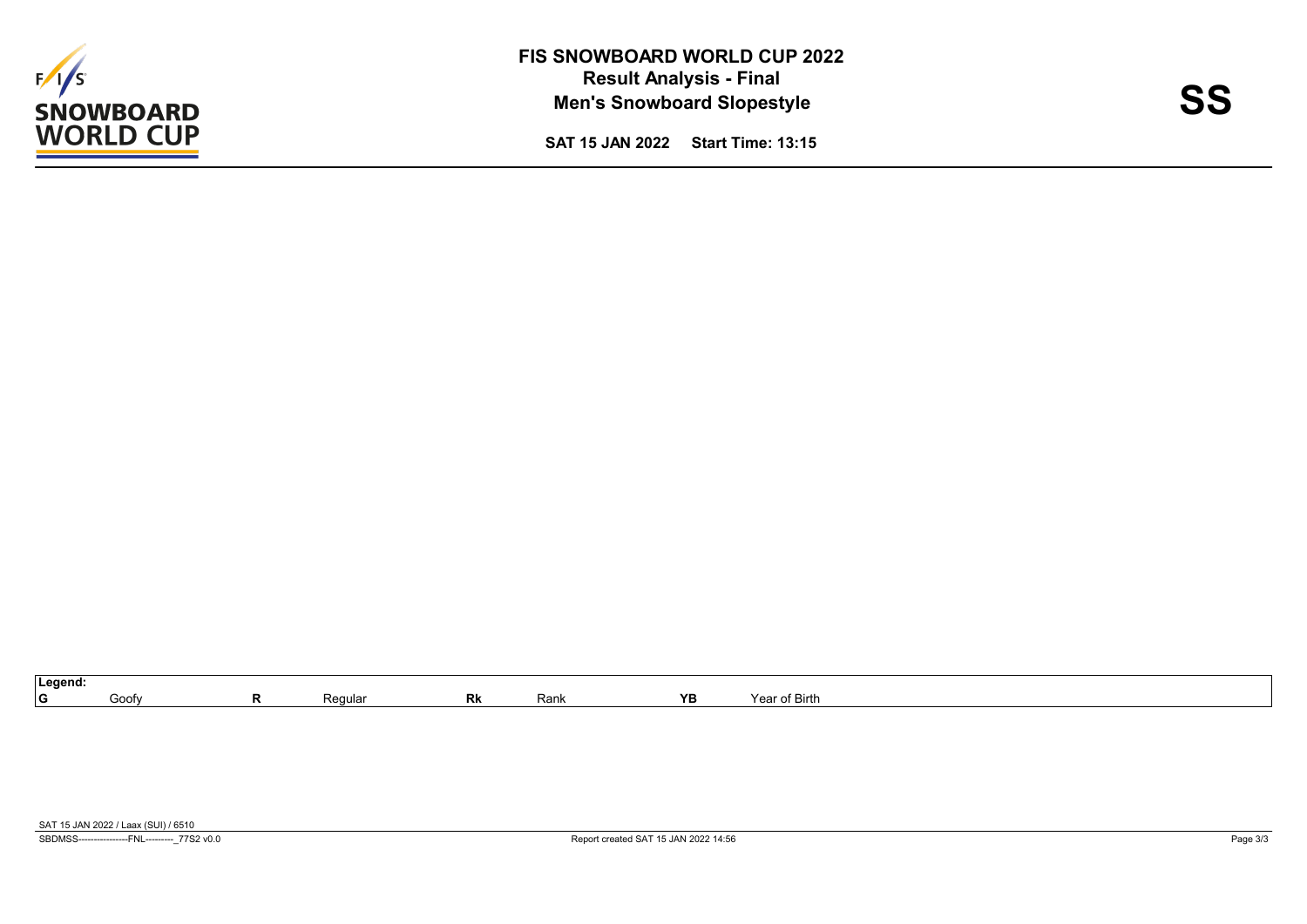# FIS SNOWBOARD WORLD CUP 2022

## Result Analysis - Final

## Men's Snowboard Slopestyle

**SS**

**SAT 15 JAN 2022 Start Time: 13:15**

| Legend: | | | | | | | |
|---|---|---|---|---|---|---|---|
| **G** | Goofy | **R** | Regular | **Rk** | Rank | **YB** | Year of Birth |

SAT 15 JAN 2022 / Laax (SUI) / 6510

SBDMSS----------------FNL---------_77S2 v0.0

Report created SAT 15 JAN 2022 14:56